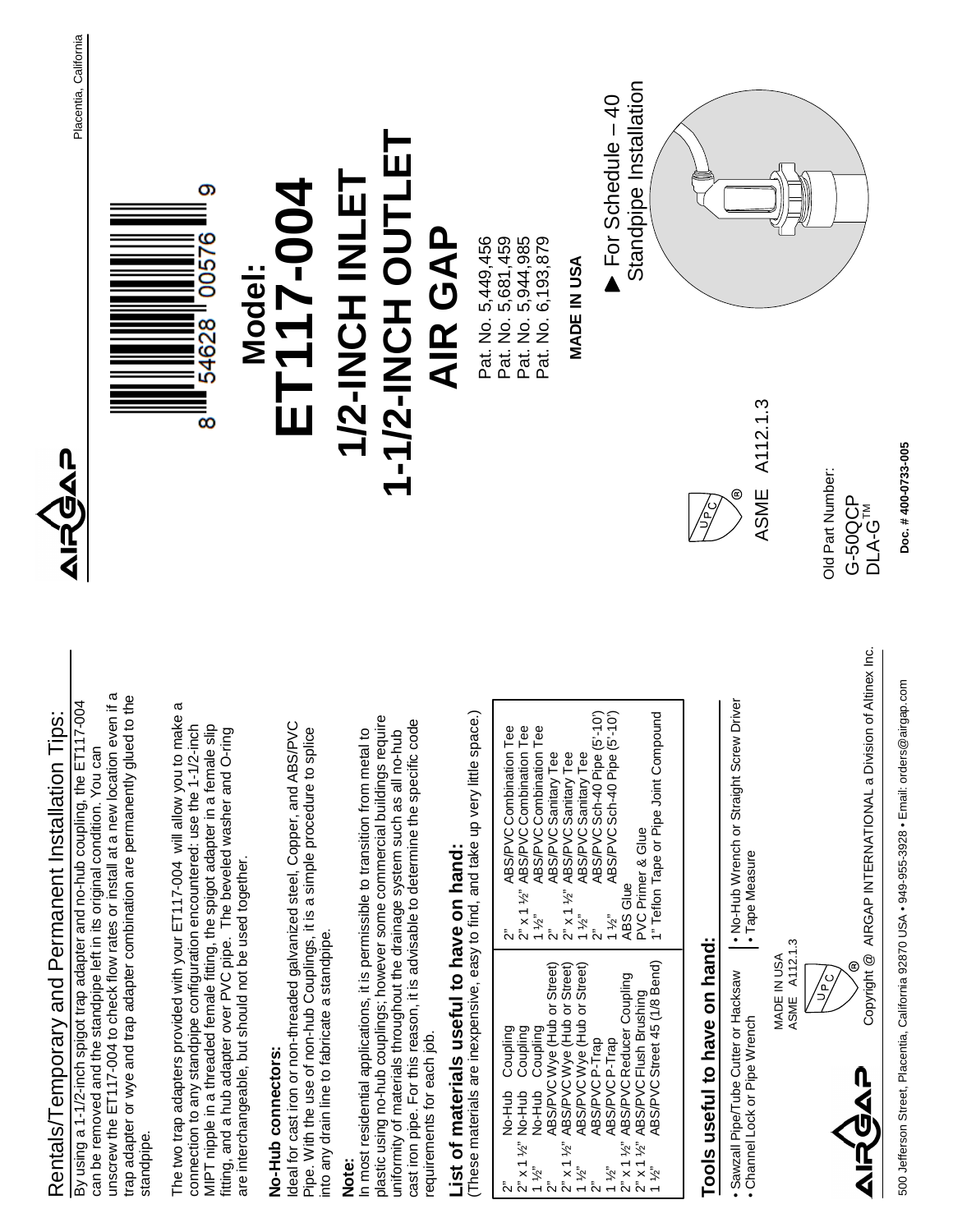# Rentals/Temporary and Permanent Installation Tips:

By using a 1-1/2-inch spigot trap adapter and no-hub coupling, the ET117-004 can be removed and the standpipe left in its original condition. You can unscrew the ET117-004 to check flow rates or install at a new location even if a trap adapter or wye and trap adapter combination are permanently glued to the standpipe.

The two trap adapters provided with your ET117-004 will allow you to make a connection to any standpipe configuration encountered: use the 1-1/2-inch MIPT nipple in a threaded female fitting, the spigot adapter in a female slip fitting, and a hub adapter over PVC pipe. The beveled washer and O-ring are interchangeable, but should not be used together.

**No-Hub connectors:**
Ideal for cast iron or non-threaded galvanized steel, Copper, and ABS/PVC Pipe. With the use of non-hub Couplings, it is a simple procedure to splice into any drain line to fabricate a standpipe.

**Note:**
In most residential applications, it is permissible to transition from metal to plastic using no-hub couplings; however some commercial buildings require uniformity of materials throughout the drainage system such as all no-hub cast iron pipe. For this reason, it is advisable to determine the specific code requirements for each job.

## List of materials useful to have on hand:

(These materials are inexpensive, easy to find, and take up very little space.)

| | |
|---|---|
| 2" No-Hub Coupling | 2" ABS/PVC Combination Tee |
| 2" x 1 ½" No-Hub Coupling | 2" x 1 ½" ABS/PVC Combination Tee |
| 1 ½" No-Hub Coupling | 1 ½" ABS/PVC Combination Tee |
| 2" ABS/PVC Wye (Hub or Street) | 2" ABS/PVC Sanitary Tee |
| 2" x 1 ½" ABS/PVC Wye (Hub or Street) | 2" x 1 ½" ABS/PVC Sanitary Tee |
| 1 ½" ABS/PVC Wye (Hub or Street) | 1 ½" ABS/PVC Sanitary Tee |
| 2" ABS/PVC P-Trap | 2" ABS/PVC Sch-40 Pipe (5'-10') |
| 1 ½" ABS/PVC P-Trap | 1 ½" ABS/PVC Sch-40 Pipe (5'-10') |
| 2" x 1 ½" ABS/PVC Reducer Coupling | ABS Glue |
| 2" x 1 ½" ABS/PVC Flush Brushing | PVC Primer & Glue |
| 1 ½" ABS/PVC Street 45 (1/8 Bend) | 1" Teflon Tape or Pipe Joint Compound |

## Tools useful to have on hand:

- Sawzall Pipe/Tube Cutter or Hacksaw
- Channel Lock or Pipe Wrench
- No-Hub Wrench or Straight Screw Driver
- Tape Measure

AIRGAP

MADE IN USA
ASME A112.1.3

UPC®

Copyright @ AIRGAP INTERNATIONAL a Division of Altinex Inc.

500 Jefferson Street, Placentia, California 92870 USA • 949-955-3928 • Email: orders@airgap.com

---

AIRGAP

Placentia, California

8 54628 00576 9

# Model: ET117-004

# 1/2-INCH INLET 1-1/2-INCH OUTLET AIR GAP

Pat. No. 5,449,456
Pat. No. 5,681,459
Pat. No. 5,944,985
Pat. No. 6,193,879

**MADE IN USA**

▶ For Schedule – 40 Standpipe Installation

UPC®

ASME A112.1.3

Old Part Number:
G-50QCP
DLA-G™

**Doc. # 400-0733-005**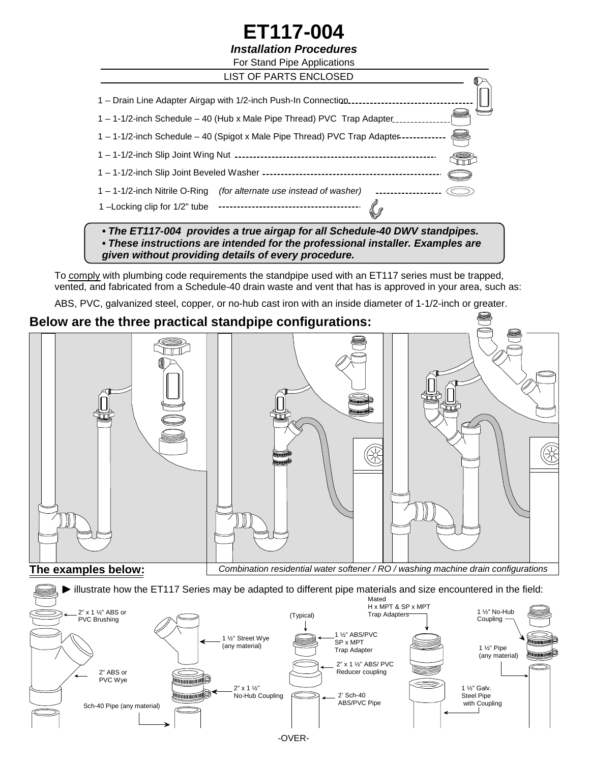# ET117-004

***Installation Procedures***

For Stand Pipe Applications

LIST OF PARTS ENCLOSED

1 – Drain Line Adapter Airgap with 1/2-inch Push-In Connection

1 – 1-1/2-inch Schedule – 40 (Hub x Male Pipe Thread) PVC Trap Adapter

1 – 1-1/2-inch Schedule – 40 (Spigot x Male Pipe Thread) PVC Trap Adapter

1 – 1-1/2-inch Slip Joint Wing Nut

1 – 1-1/2-inch Slip Joint Beveled Washer

1 – 1-1/2-inch Nitrile O-Ring *(for alternate use instead of washer)*

1 –Locking clip for 1/2" tube

***• The ET117-004 provides a true airgap for all Schedule-40 DWV standpipes.***
***• These instructions are intended for the professional installer. Examples are given without providing details of every procedure.***

To comply with plumbing code requirements the standpipe used with an ET117 series must be trapped, vented, and fabricated from a Schedule-40 drain waste and vent that has is approved in your area, such as:

ABS, PVC, galvanized steel, copper, or no-hub cast iron with an inside diameter of 1-1/2-inch or greater.

## Below are the three practical standpipe configurations:

**The examples below:**

*Combination residential water softener / RO / washing machine drain configurations*

► illustrate how the ET117 Series may be adapted to different pipe materials and size encountered in the field:

2" x 1 ½" ABS or PVC Brushing

2" ABS or PVC Wye

Sch-40 Pipe (any material)

1 ½" Street Wye (any material)

2" x 1 ½" No-Hub Coupling

(Typical)

1 ½" ABS/PVC SP x MPT Trap Adapter

2" x 1 ½" ABS/ PVC Reducer coupling

2' Sch-40 ABS/PVC Pipe

Mated H x MPT & SP x MPT Trap Adapters

1 ½" Galv. Steel Pipe with Coupling

1 ½" No-Hub Coupling

1 ½" Pipe (any material)

-OVER-